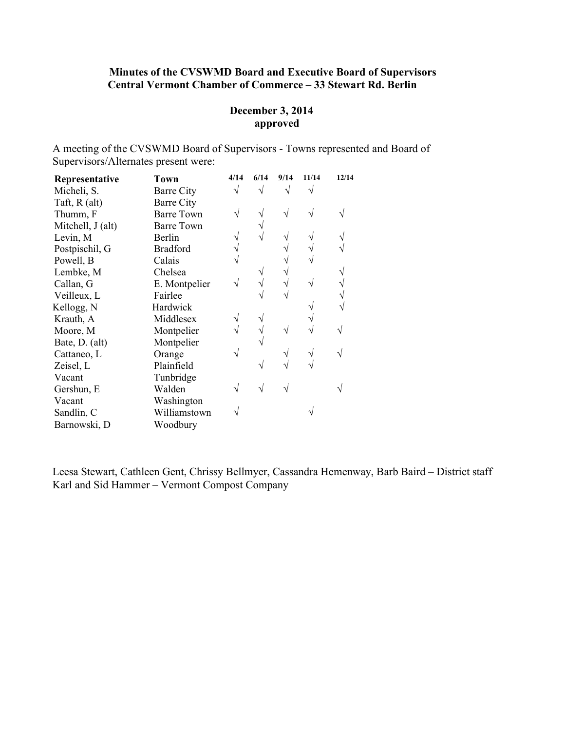**Minutes of the CVSWMD Board and Executive Board of Supervisors**
**Central Vermont Chamber of Commerce – 33 Stewart Rd. Berlin**

**December 3, 2014**
**approved**

A meeting of the CVSWMD Board of Supervisors - Towns represented and Board of Supervisors/Alternates present were:

| Representative | Town | 4/14 | 6/14 | 9/14 | 11/14 | 12/14 |
|---|---|---|---|---|---|---|
| Micheli, S. | Barre City | √ | √ | √ | √ | |
| Taft, R (alt) | Barre City | | | | | |
| Thumm, F | Barre Town | √ | √ | √ | √ | √ |
| Mitchell, J (alt) | Barre Town | | √ | | | |
| Levin, M | Berlin | √ | √ | √ | √ | √ |
| Postpischil, G | Bradford | √ | | √ | √ | √ |
| Powell, B | Calais | √ | | √ | √ | |
| Lembke, M | Chelsea | | √ | √ | | √ |
| Callan, G | E. Montpelier | √ | √ | √ | √ | √ |
| Veilleux, L | Fairlee | | √ | √ | | √ |
| Kellogg, N | Hardwick | | | | √ | √ |
| Krauth, A | Middlesex | √ | √ | | √ | |
| Moore, M | Montpelier | √ | √ | √ | √ | √ |
| Bate, D. (alt) | Montpelier | | √ | | | |
| Cattaneo, L | Orange | √ | | √ | √ | √ |
| Zeisel, L | Plainfield | | √ | √ | √ | |
| Vacant | Tunbridge | | | | | |
| Gershun, E | Walden | √ | √ | √ | | √ |
| Vacant | Washington | | | | | |
| Sandlin, C | Williamstown | √ | | | √ | |
| Barnowski, D | Woodbury | | | | | |

Leesa Stewart, Cathleen Gent, Chrissy Bellmyer, Cassandra Hemenway, Barb Baird – District staff
Karl and Sid Hammer – Vermont Compost Company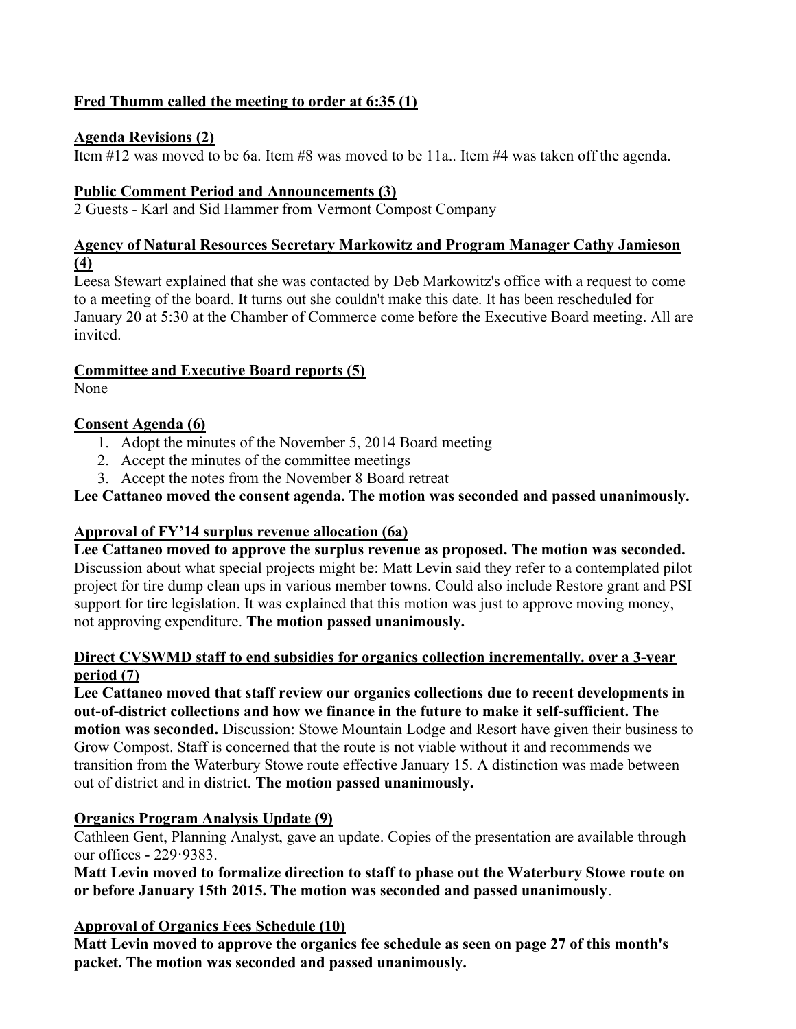**Fred Thumm called the meeting to order at 6:35 (1)**

**Agenda Revisions (2)**

Item #12 was moved to be 6a. Item #8 was moved to be 11a.. Item #4 was taken off the agenda.

**Public Comment Period and Announcements (3)**

2 Guests - Karl and Sid Hammer from Vermont Compost Company

**Agency of Natural Resources Secretary Markowitz and Program Manager Cathy Jamieson (4)**

Leesa Stewart explained that she was contacted by Deb Markowitz's office with a request to come to a meeting of the board. It turns out she couldn't make this date. It has been rescheduled for January 20 at 5:30 at the Chamber of Commerce come before the Executive Board meeting. All are invited.

**Committee and Executive Board reports (5)**

None

**Consent Agenda (6)**

1. Adopt the minutes of the November 5, 2014 Board meeting
2. Accept the minutes of the committee meetings
3. Accept the notes from the November 8 Board retreat

**Lee Cattaneo moved the consent agenda. The motion was seconded and passed unanimously.**

**Approval of FY'14 surplus revenue allocation (6a)**

**Lee Cattaneo moved to approve the surplus revenue as proposed. The motion was seconded.** Discussion about what special projects might be: Matt Levin said they refer to a contemplated pilot project for tire dump clean ups in various member towns. Could also include Restore grant and PSI support for tire legislation. It was explained that this motion was just to approve moving money, not approving expenditure. **The motion passed unanimously.**

**Direct CVSWMD staff to end subsidies for organics collection incrementally. over a 3-year period (7)**

**Lee Cattaneo moved that staff review our organics collections due to recent developments in out-of-district collections and how we finance in the future to make it self-sufficient. The motion was seconded.** Discussion: Stowe Mountain Lodge and Resort have given their business to Grow Compost. Staff is concerned that the route is not viable without it and recommends we transition from the Waterbury Stowe route effective January 15. A distinction was made between out of district and in district. **The motion passed unanimously.**

**Organics Program Analysis Update (9)**

Cathleen Gent, Planning Analyst, gave an update. Copies of the presentation are available through our offices - 229·9383.

**Matt Levin moved to formalize direction to staff to phase out the Waterbury Stowe route on or before January 15th 2015. The motion was seconded and passed unanimously**.

**Approval of Organics Fees Schedule (10)**

**Matt Levin moved to approve the organics fee schedule as seen on page 27 of this month's packet. The motion was seconded and passed unanimously.**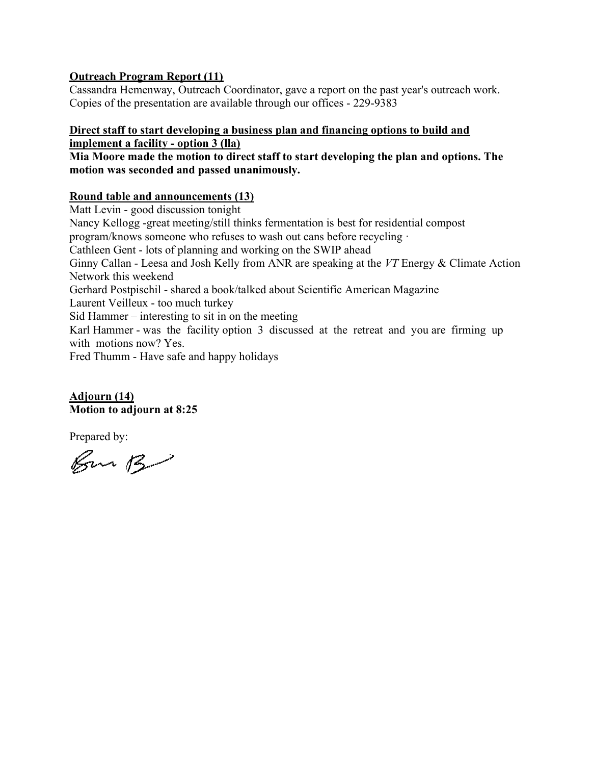**<u>Outreach Program Report (11)</u>**

Cassandra Hemenway, Outreach Coordinator, gave a report on the past year's outreach work. Copies of the presentation are available through our offices - 229-9383

**<u>Direct staff to start developing a business plan and financing options to build and implement a facility - option 3 (lla)</u>**

**Mia Moore made the motion to direct staff to start developing the plan and options. The motion was seconded and passed unanimously.**

**<u>Round table and announcements (13)</u>**

Matt Levin - good discussion tonight
Nancy Kellogg -great meeting/still thinks fermentation is best for residential compost program/knows someone who refuses to wash out cans before recycling ·
Cathleen Gent - lots of planning and working on the SWIP ahead
Ginny Callan - Leesa and Josh Kelly from ANR are speaking at the *VT* Energy & Climate Action Network this weekend
Gerhard Postpischil - shared a book/talked about Scientific American Magazine
Laurent Veilleux - too much turkey
Sid Hammer – interesting to sit in on the meeting
Karl Hammer - was the facility option 3 discussed at the retreat and you are firming up with motions now? Yes.
Fred Thumm - Have safe and happy holidays

**<u>Adjourn (14)</u>**

**Motion to adjourn at 8:25**

Prepared by: